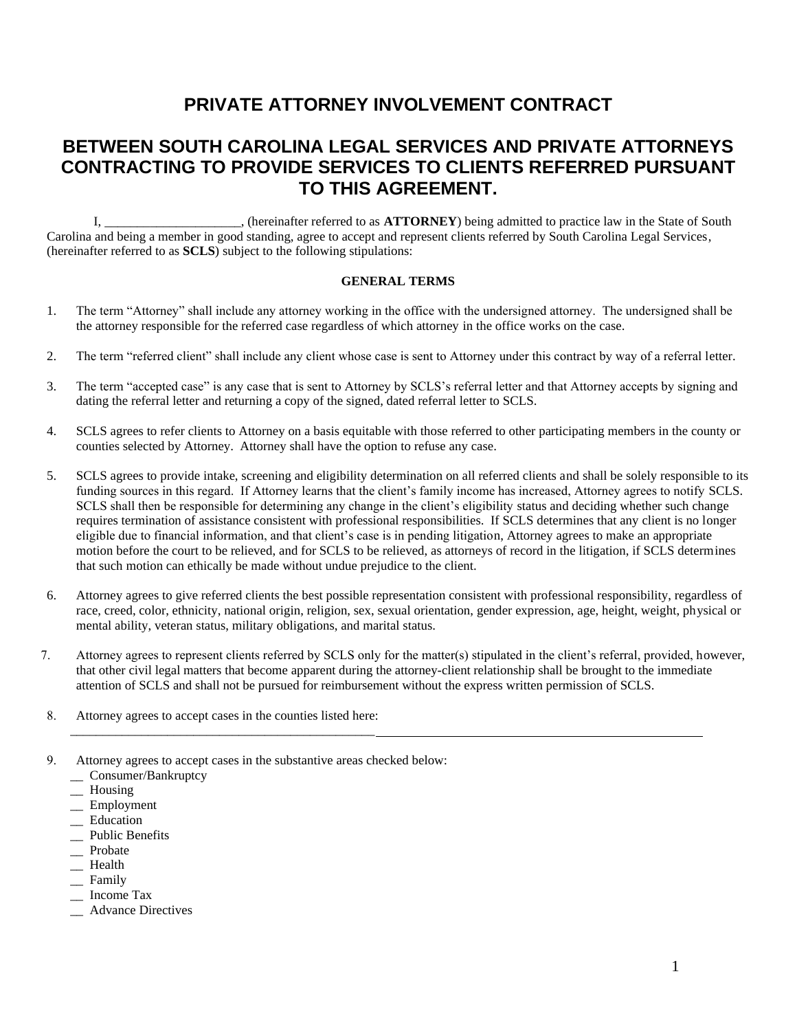# PRIVATE ATTORNEY INVOLVEMENT CONTRACT

## BETWEEN SOUTH CAROLINA LEGAL SERVICES AND PRIVATE ATTORNEYS CONTRACTING TO PROVIDE SERVICES TO CLIENTS REFERRED PURSUANT TO THIS AGREEMENT.

I, ____________________, (hereinafter referred to as **ATTORNEY**) being admitted to practice law in the State of South Carolina and being a member in good standing, agree to accept and represent clients referred by South Carolina Legal Services, (hereinafter referred to as **SCLS**) subject to the following stipulations:

**GENERAL TERMS**

1. The term "Attorney" shall include any attorney working in the office with the undersigned attorney. The undersigned shall be the attorney responsible for the referred case regardless of which attorney in the office works on the case.

2. The term "referred client" shall include any client whose case is sent to Attorney under this contract by way of a referral letter.

3. The term "accepted case" is any case that is sent to Attorney by SCLS's referral letter and that Attorney accepts by signing and dating the referral letter and returning a copy of the signed, dated referral letter to SCLS.

4. SCLS agrees to refer clients to Attorney on a basis equitable with those referred to other participating members in the county or counties selected by Attorney. Attorney shall have the option to refuse any case.

5. SCLS agrees to provide intake, screening and eligibility determination on all referred clients and shall be solely responsible to its funding sources in this regard. If Attorney learns that the client's family income has increased, Attorney agrees to notify SCLS. SCLS shall then be responsible for determining any change in the client's eligibility status and deciding whether such change requires termination of assistance consistent with professional responsibilities. If SCLS determines that any client is no longer eligible due to financial information, and that client's case is in pending litigation, Attorney agrees to make an appropriate motion before the court to be relieved, and for SCLS to be relieved, as attorneys of record in the litigation, if SCLS determines that such motion can ethically be made without undue prejudice to the client.

6. Attorney agrees to give referred clients the best possible representation consistent with professional responsibility, regardless of race, creed, color, ethnicity, national origin, religion, sex, sexual orientation, gender expression, age, height, weight, physical or mental ability, veteran status, military obligations, and marital status.

7. Attorney agrees to represent clients referred by SCLS only for the matter(s) stipulated in the client's referral, provided, however, that other civil legal matters that become apparent during the attorney-client relationship shall be brought to the immediate attention of SCLS and shall not be pursued for reimbursement without the express written permission of SCLS.

8. Attorney agrees to accept cases in the counties listed here:
   ____________________________________________________________________________________________

9. Attorney agrees to accept cases in the substantive areas checked below:
   __ Consumer/Bankruptcy
   __ Housing
   __ Employment
   __ Education
   __ Public Benefits
   __ Probate
   __ Health
   __ Family
   __ Income Tax
   __ Advance Directives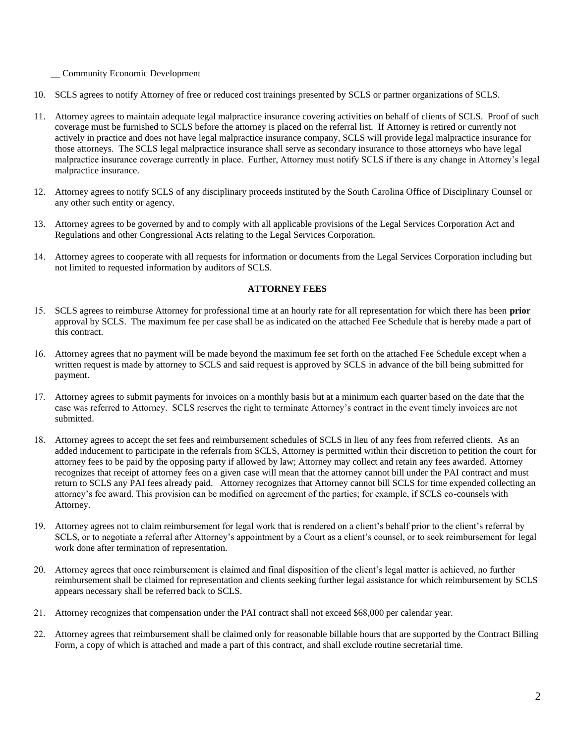__ Community Economic Development

10. SCLS agrees to notify Attorney of free or reduced cost trainings presented by SCLS or partner organizations of SCLS.

11. Attorney agrees to maintain adequate legal malpractice insurance covering activities on behalf of clients of SCLS. Proof of such coverage must be furnished to SCLS before the attorney is placed on the referral list. If Attorney is retired or currently not actively in practice and does not have legal malpractice insurance company, SCLS will provide legal malpractice insurance for those attorneys. The SCLS legal malpractice insurance shall serve as secondary insurance to those attorneys who have legal malpractice insurance coverage currently in place. Further, Attorney must notify SCLS if there is any change in Attorney's legal malpractice insurance.

12. Attorney agrees to notify SCLS of any disciplinary proceeds instituted by the South Carolina Office of Disciplinary Counsel or any other such entity or agency.

13. Attorney agrees to be governed by and to comply with all applicable provisions of the Legal Services Corporation Act and Regulations and other Congressional Acts relating to the Legal Services Corporation.

14. Attorney agrees to cooperate with all requests for information or documents from the Legal Services Corporation including but not limited to requested information by auditors of SCLS.

**ATTORNEY FEES**

15. SCLS agrees to reimburse Attorney for professional time at an hourly rate for all representation for which there has been **prior** approval by SCLS. The maximum fee per case shall be as indicated on the attached Fee Schedule that is hereby made a part of this contract.

16. Attorney agrees that no payment will be made beyond the maximum fee set forth on the attached Fee Schedule except when a written request is made by attorney to SCLS and said request is approved by SCLS in advance of the bill being submitted for payment.

17. Attorney agrees to submit payments for invoices on a monthly basis but at a minimum each quarter based on the date that the case was referred to Attorney. SCLS reserves the right to terminate Attorney's contract in the event timely invoices are not submitted.

18. Attorney agrees to accept the set fees and reimbursement schedules of SCLS in lieu of any fees from referred clients. As an added inducement to participate in the referrals from SCLS, Attorney is permitted within their discretion to petition the court for attorney fees to be paid by the opposing party if allowed by law; Attorney may collect and retain any fees awarded. Attorney recognizes that receipt of attorney fees on a given case will mean that the attorney cannot bill under the PAI contract and must return to SCLS any PAI fees already paid. Attorney recognizes that Attorney cannot bill SCLS for time expended collecting an attorney's fee award. This provision can be modified on agreement of the parties; for example, if SCLS co-counsels with Attorney.

19. Attorney agrees not to claim reimbursement for legal work that is rendered on a client's behalf prior to the client's referral by SCLS, or to negotiate a referral after Attorney's appointment by a Court as a client's counsel, or to seek reimbursement for legal work done after termination of representation.

20. Attorney agrees that once reimbursement is claimed and final disposition of the client's legal matter is achieved, no further reimbursement shall be claimed for representation and clients seeking further legal assistance for which reimbursement by SCLS appears necessary shall be referred back to SCLS.

21. Attorney recognizes that compensation under the PAI contract shall not exceed $68,000 per calendar year.

22. Attorney agrees that reimbursement shall be claimed only for reasonable billable hours that are supported by the Contract Billing Form, a copy of which is attached and made a part of this contract, and shall exclude routine secretarial time.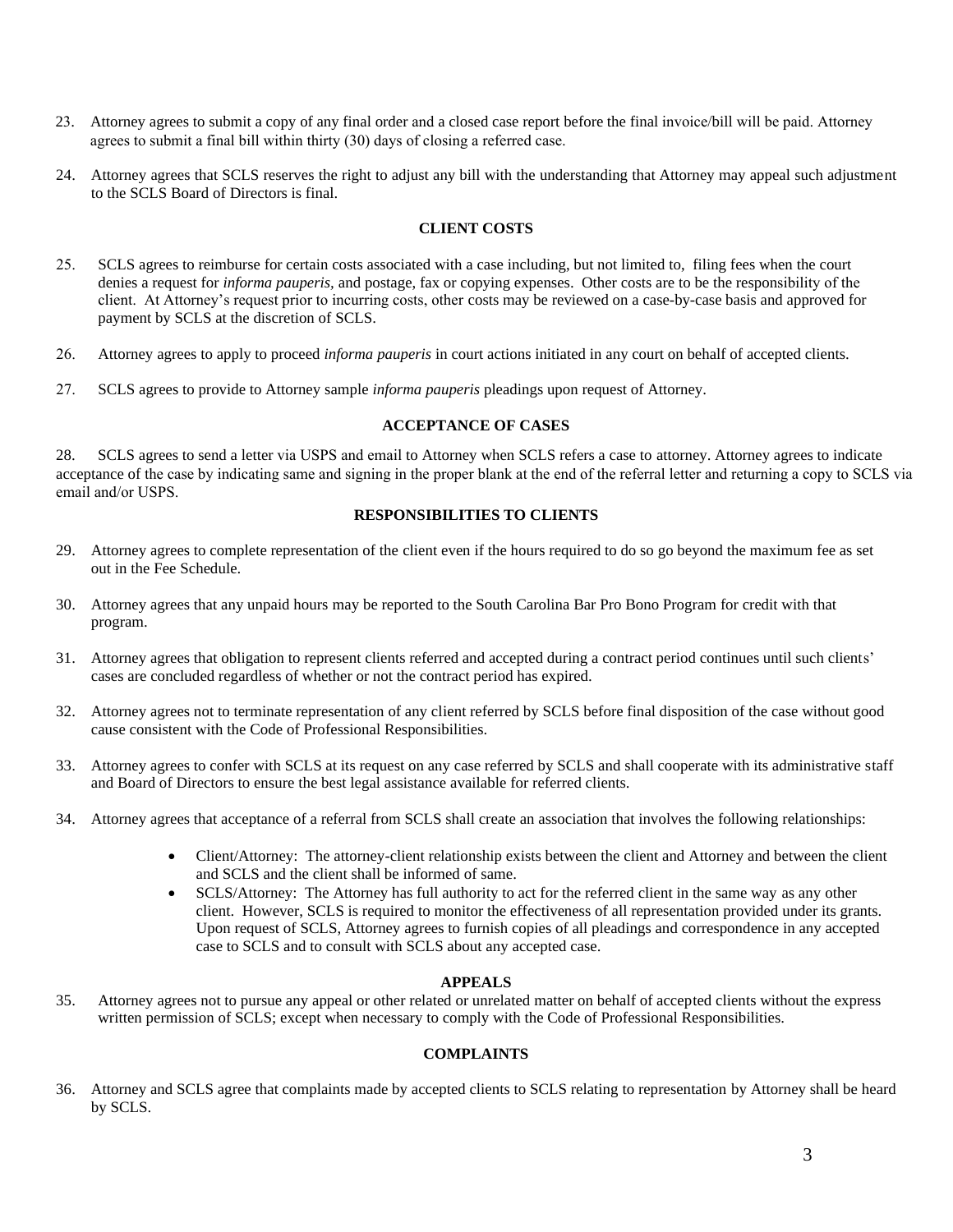23. Attorney agrees to submit a copy of any final order and a closed case report before the final invoice/bill will be paid. Attorney agrees to submit a final bill within thirty (30) days of closing a referred case.

24. Attorney agrees that SCLS reserves the right to adjust any bill with the understanding that Attorney may appeal such adjustment to the SCLS Board of Directors is final.

**CLIENT COSTS**

25. SCLS agrees to reimburse for certain costs associated with a case including, but not limited to, filing fees when the court denies a request for *informa pauperis*, and postage, fax or copying expenses. Other costs are to be the responsibility of the client. At Attorney's request prior to incurring costs, other costs may be reviewed on a case-by-case basis and approved for payment by SCLS at the discretion of SCLS.

26. Attorney agrees to apply to proceed *informa pauperis* in court actions initiated in any court on behalf of accepted clients.

27. SCLS agrees to provide to Attorney sample *informa pauperis* pleadings upon request of Attorney.

**ACCEPTANCE OF CASES**

28. SCLS agrees to send a letter via USPS and email to Attorney when SCLS refers a case to attorney. Attorney agrees to indicate acceptance of the case by indicating same and signing in the proper blank at the end of the referral letter and returning a copy to SCLS via email and/or USPS.

**RESPONSIBILITIES TO CLIENTS**

29. Attorney agrees to complete representation of the client even if the hours required to do so go beyond the maximum fee as set out in the Fee Schedule.

30. Attorney agrees that any unpaid hours may be reported to the South Carolina Bar Pro Bono Program for credit with that program.

31. Attorney agrees that obligation to represent clients referred and accepted during a contract period continues until such clients' cases are concluded regardless of whether or not the contract period has expired.

32. Attorney agrees not to terminate representation of any client referred by SCLS before final disposition of the case without good cause consistent with the Code of Professional Responsibilities.

33. Attorney agrees to confer with SCLS at its request on any case referred by SCLS and shall cooperate with its administrative staff and Board of Directors to ensure the best legal assistance available for referred clients.

34. Attorney agrees that acceptance of a referral from SCLS shall create an association that involves the following relationships:

    - Client/Attorney: The attorney-client relationship exists between the client and Attorney and between the client and SCLS and the client shall be informed of same.
    - SCLS/Attorney: The Attorney has full authority to act for the referred client in the same way as any other client. However, SCLS is required to monitor the effectiveness of all representation provided under its grants. Upon request of SCLS, Attorney agrees to furnish copies of all pleadings and correspondence in any accepted case to SCLS and to consult with SCLS about any accepted case.

**APPEALS**

35. Attorney agrees not to pursue any appeal or other related or unrelated matter on behalf of accepted clients without the express written permission of SCLS; except when necessary to comply with the Code of Professional Responsibilities.

**COMPLAINTS**

36. Attorney and SCLS agree that complaints made by accepted clients to SCLS relating to representation by Attorney shall be heard by SCLS.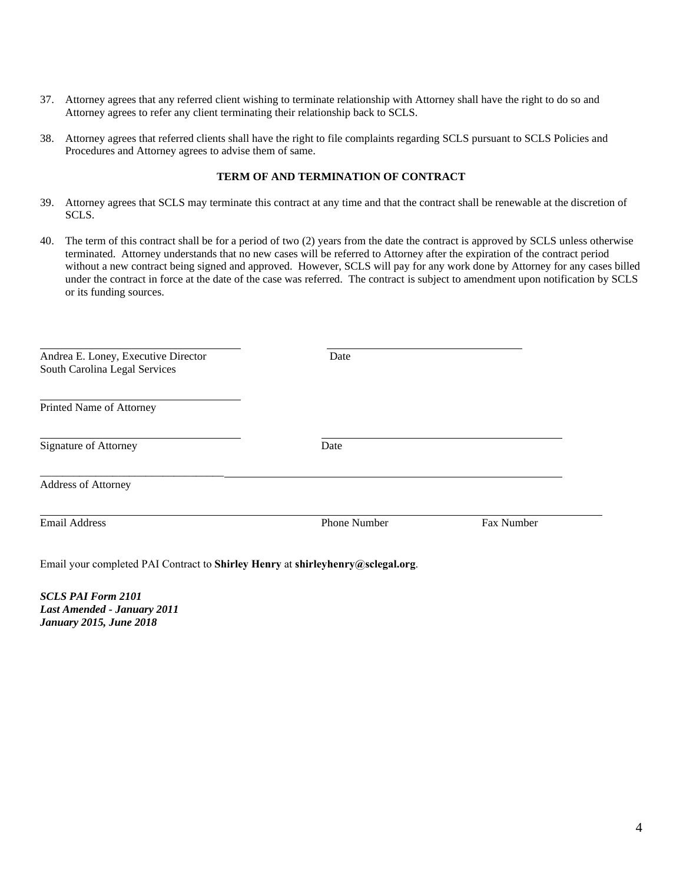37. Attorney agrees that any referred client wishing to terminate relationship with Attorney shall have the right to do so and Attorney agrees to refer any client terminating their relationship back to SCLS.

38. Attorney agrees that referred clients shall have the right to file complaints regarding SCLS pursuant to SCLS Policies and Procedures and Attorney agrees to advise them of same.

**TERM OF AND TERMINATION OF CONTRACT**

39. Attorney agrees that SCLS may terminate this contract at any time and that the contract shall be renewable at the discretion of SCLS.

40. The term of this contract shall be for a period of two (2) years from the date the contract is approved by SCLS unless otherwise terminated. Attorney understands that no new cases will be referred to Attorney after the expiration of the contract period without a new contract being signed and approved. However, SCLS will pay for any work done by Attorney for any cases billed under the contract in force at the date of the case was referred. The contract is subject to amendment upon notification by SCLS or its funding sources.

\_\_\_\_\_\_\_\_\_\_\_\_\_\_\_\_\_\_\_\_\_\_\_\_\_\_\_\_\_\_\_\_\_\_ \_\_\_\_\_\_\_\_\_\_\_\_\_\_\_\_\_\_\_\_\_\_\_\_\_\_\_\_\_\_\_\_\_\_
Andrea E. Loney, Executive Director Date
South Carolina Legal Services

\_\_\_\_\_\_\_\_\_\_\_\_\_\_\_\_\_\_\_\_\_\_\_\_\_\_\_\_\_\_\_\_\_\_
Printed Name of Attorney

\_\_\_\_\_\_\_\_\_\_\_\_\_\_\_\_\_\_\_\_\_\_\_\_\_\_\_\_\_\_\_\_\_\_ \_\_\_\_\_\_\_\_\_\_\_\_\_\_\_\_\_\_\_\_\_\_\_\_\_\_\_\_\_\_\_\_\_\_\_\_\_\_\_\_
Signature of Attorney Date

\_\_\_\_\_\_\_\_\_\_\_\_\_\_\_\_\_\_\_\_\_\_\_\_\_\_\_\_\_\_\_\_\_\_\_\_\_\_\_\_\_\_\_\_\_\_\_\_\_\_\_\_\_\_\_\_\_\_\_\_\_\_\_\_\_\_\_\_\_\_\_\_\_\_\_\_\_\_\_\_\_\_\_\_\_\_\_\_\_
Address of Attorney

\_\_\_\_\_\_\_\_\_\_\_\_\_\_\_\_\_\_\_\_\_\_\_\_\_\_\_\_\_\_\_\_\_\_\_\_\_\_\_\_\_\_\_\_\_\_\_\_\_\_\_\_\_\_\_\_\_\_\_\_\_\_\_\_\_\_\_\_\_\_\_\_\_\_\_\_\_\_\_\_\_\_\_\_\_\_\_\_\_\_\_\_\_
Email Address Phone Number Fax Number

Email your completed PAI Contract to **Shirley Henry** at **shirleyhenry@sclegal.org**.

***SCLS PAI Form 2101***
***Last Amended - January 2011***
***January 2015, June 2018***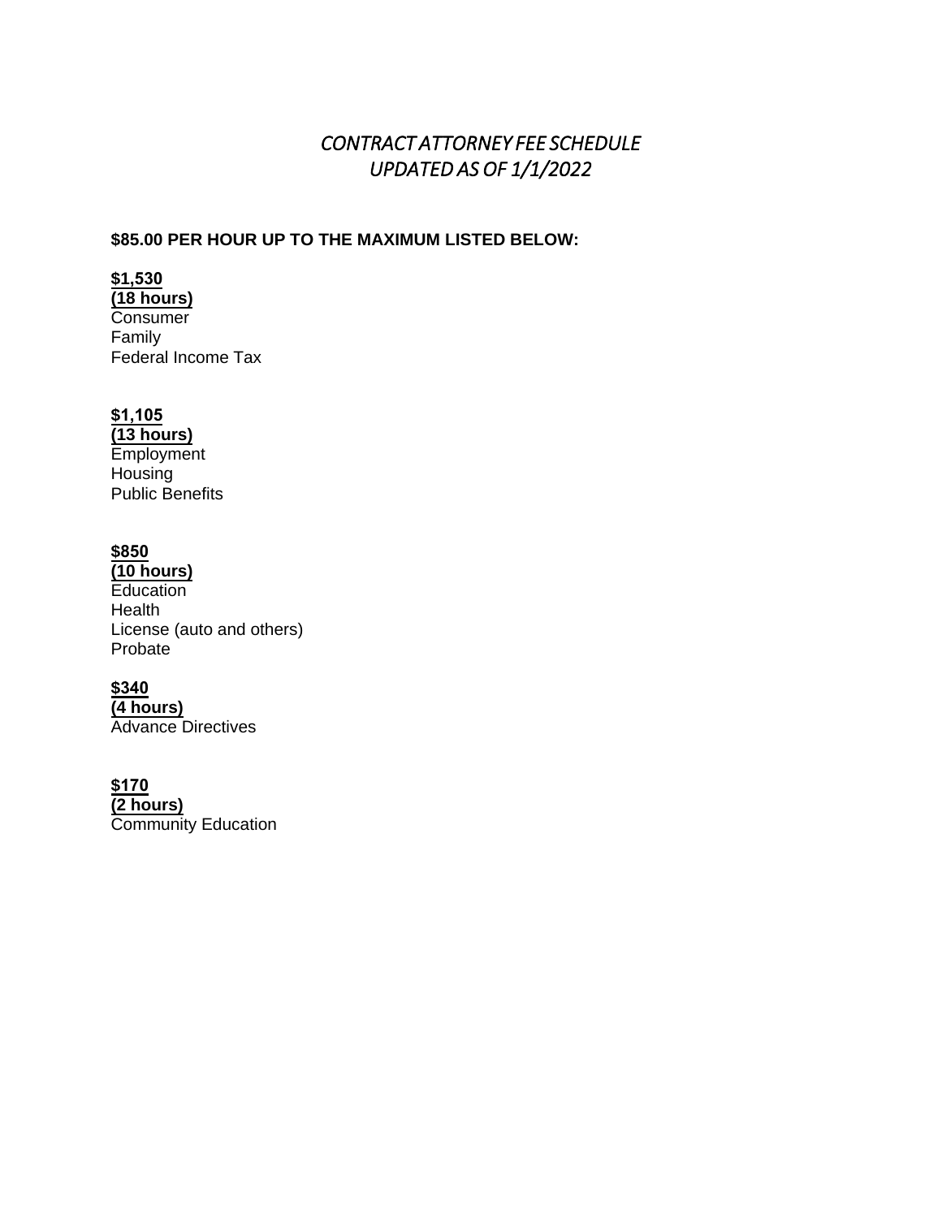# *CONTRACT ATTORNEY FEE SCHEDULE*
# *UPDATED AS OF 1/1/2022*

**$85.00 PER HOUR UP TO THE MAXIMUM LISTED BELOW:**

**$1,530**
**(18 hours)**
Consumer
Family
Federal Income Tax

**$1,105**
**(13 hours)**
Employment
Housing
Public Benefits

**$850**
**(10 hours)**
Education
Health
License (auto and others)
Probate

**$340**
**(4 hours)**
Advance Directives

**$170**
**(2 hours)**
Community Education